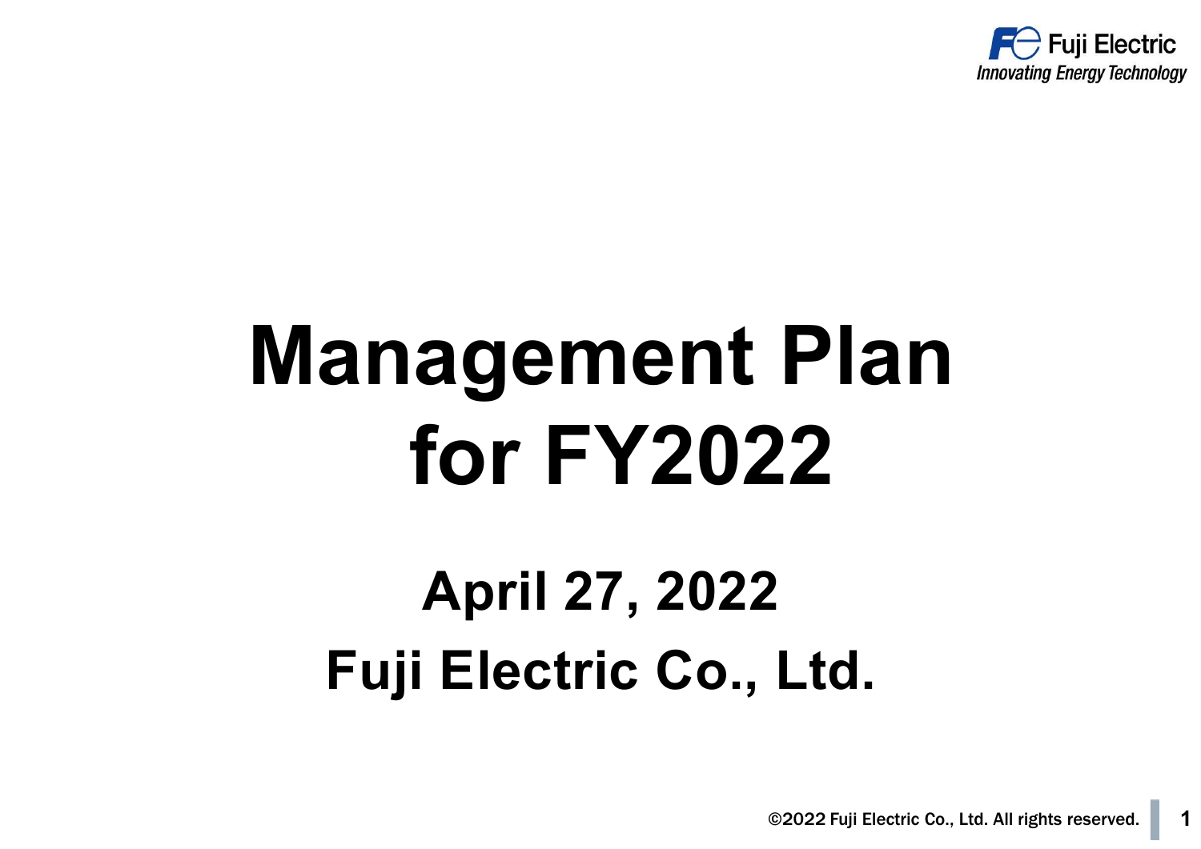# Management Plan for FY2022

## April 27, 2022

## Fuji Electric Co., Ltd.

©2022 Fuji Electric Co., Ltd. All rights reserved.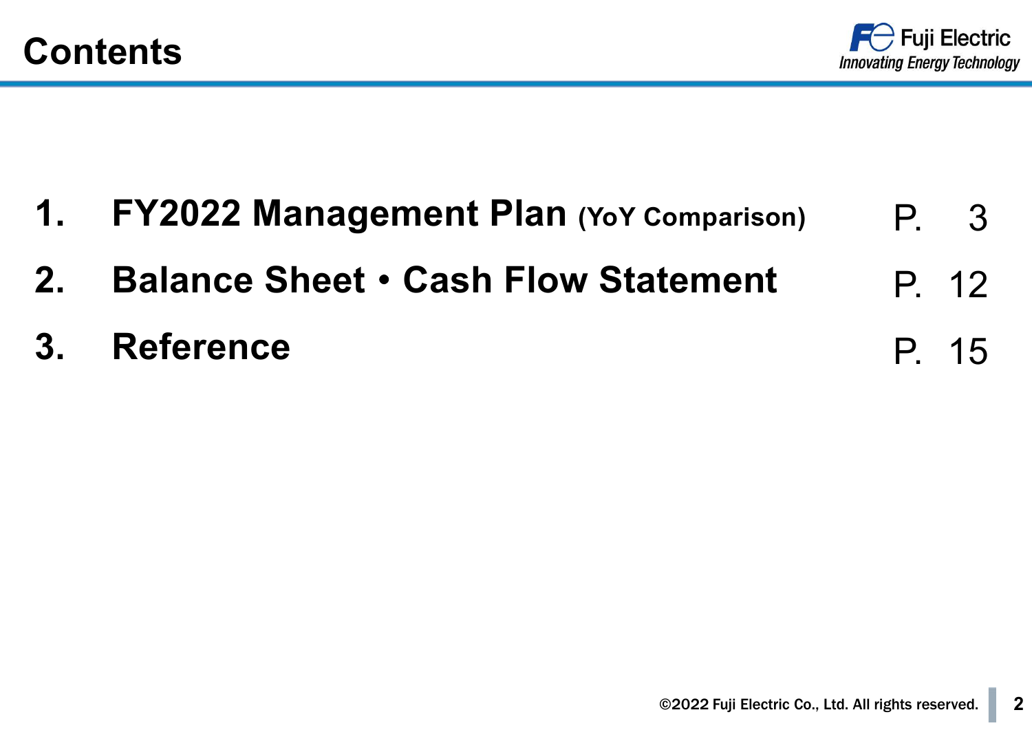# Contents

| | | |
|---|---|---|
| 1. | **FY2022 Management Plan** (YoY Comparison) | P. 3 |
| 2. | **Balance Sheet • Cash Flow Statement** | P. 12 |
| 3. | **Reference** | P. 15 |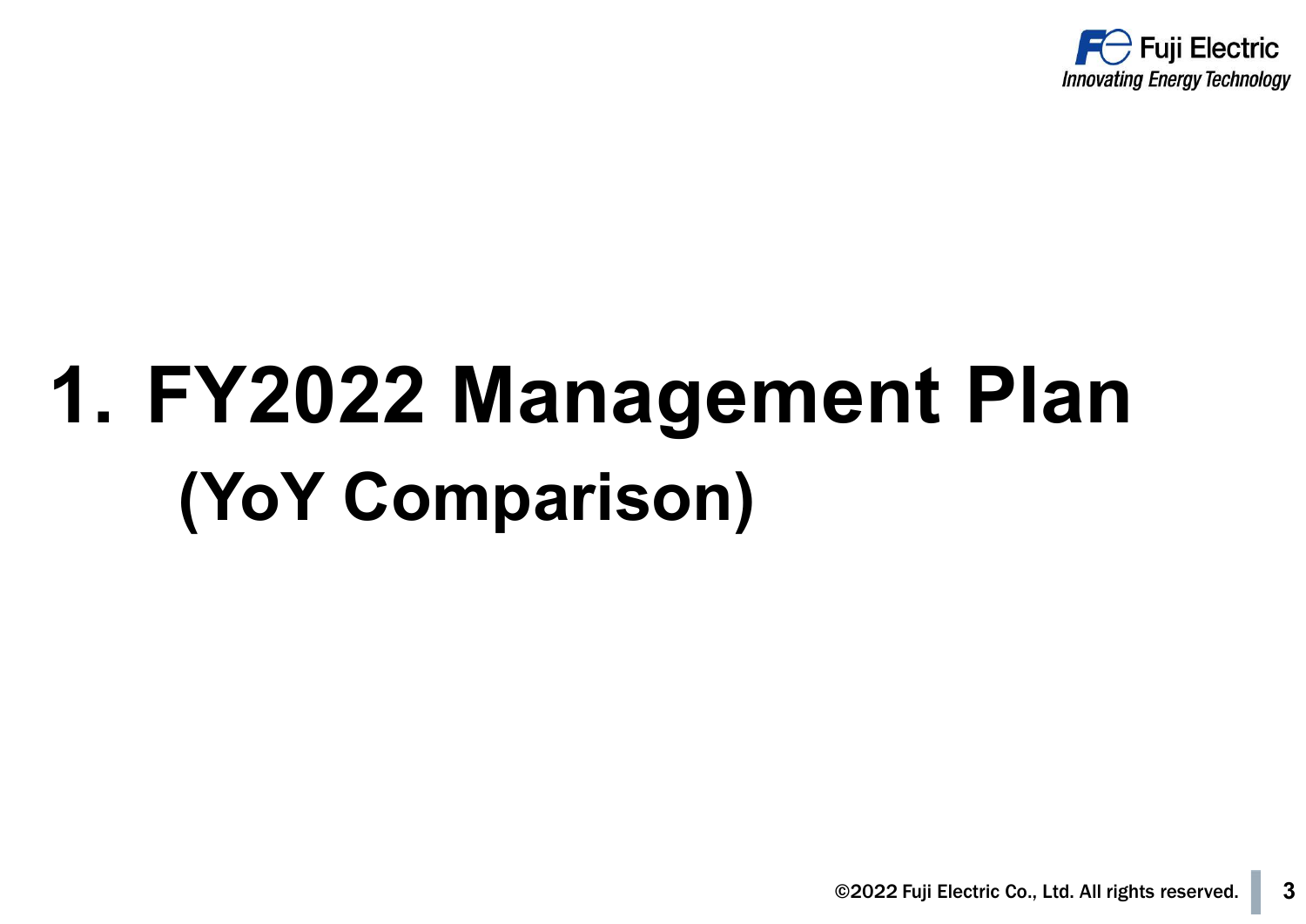# 1. FY2022 Management Plan
## (YoY Comparison)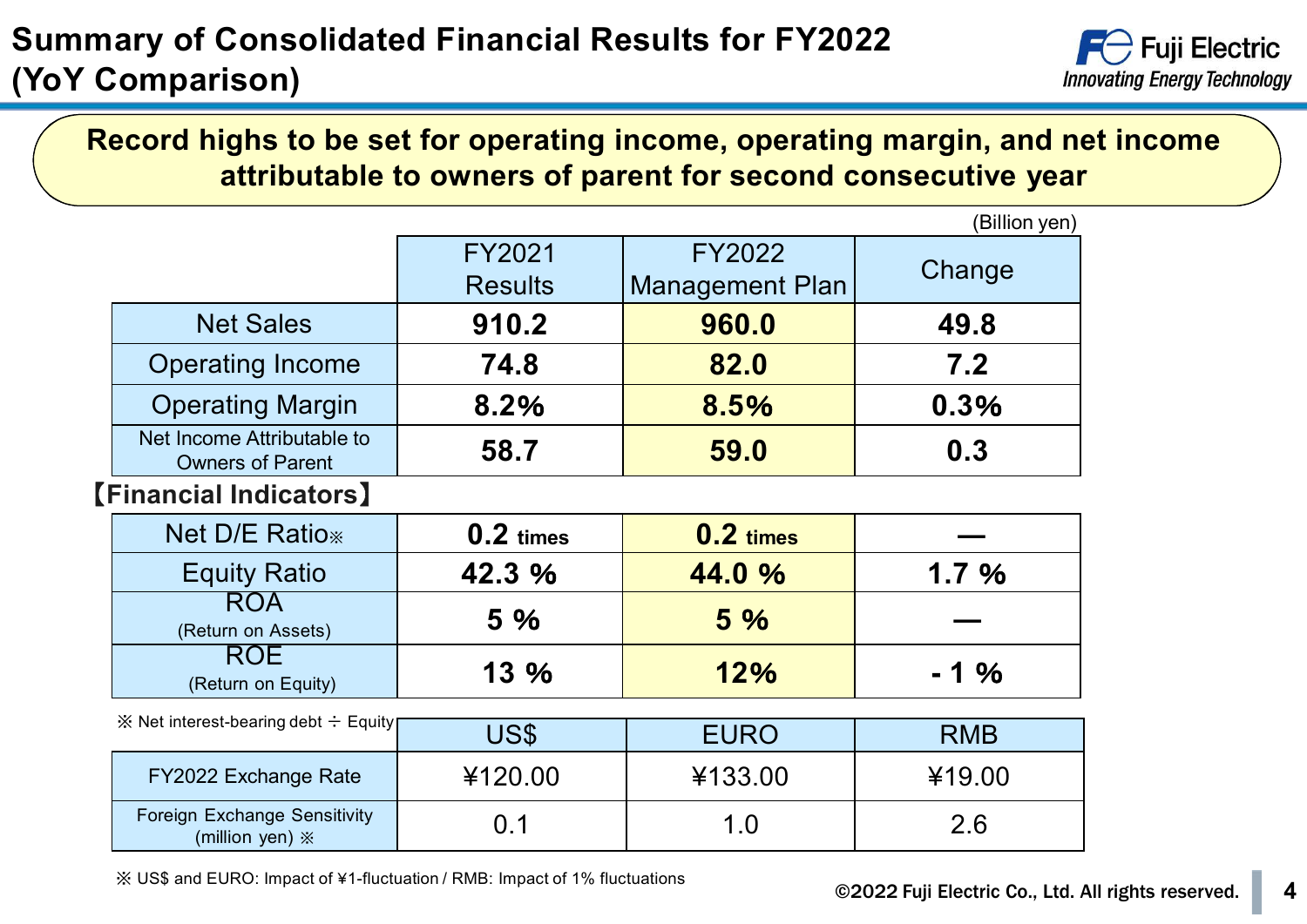# Summary of Consolidated Financial Results for FY2022 (YoY Comparison)

**Record highs to be set for operating income, operating margin, and net income attributable to owners of parent for second consecutive year**

(Billion yen)

| | FY2021 Results | FY2022 Management Plan | Change |
|---|---|---|---|
| Net Sales | **910.2** | **960.0** | **49.8** |
| Operating Income | **74.8** | **82.0** | **7.2** |
| Operating Margin | **8.2%** | **8.5%** | **0.3%** |
| Net Income Attributable to Owners of Parent | **58.7** | **59.0** | **0.3** |

【Financial Indicators】

| | | | |
|---|---|---|---|
| Net D/E Ratio※ | **0.2** times | **0.2** times | — |
| Equity Ratio | **42.3 %** | **44.0 %** | **1.7 %** |
| ROA (Return on Assets) | **5 %** | **5 %** | — |
| ROE (Return on Equity) | **13 %** | **12%** | **- 1 %** |

※ Net interest-bearing debt ÷ Equity

| | US$ | EURO | RMB |
|---|---|---|---|
| FY2022 Exchange Rate | ¥120.00 | ¥133.00 | ¥19.00 |
| Foreign Exchange Sensitivity (million yen) ※ | 0.1 | 1.0 | 2.6 |

※ US$ and EURO: Impact of ¥1-fluctuation / RMB: Impact of 1% fluctuations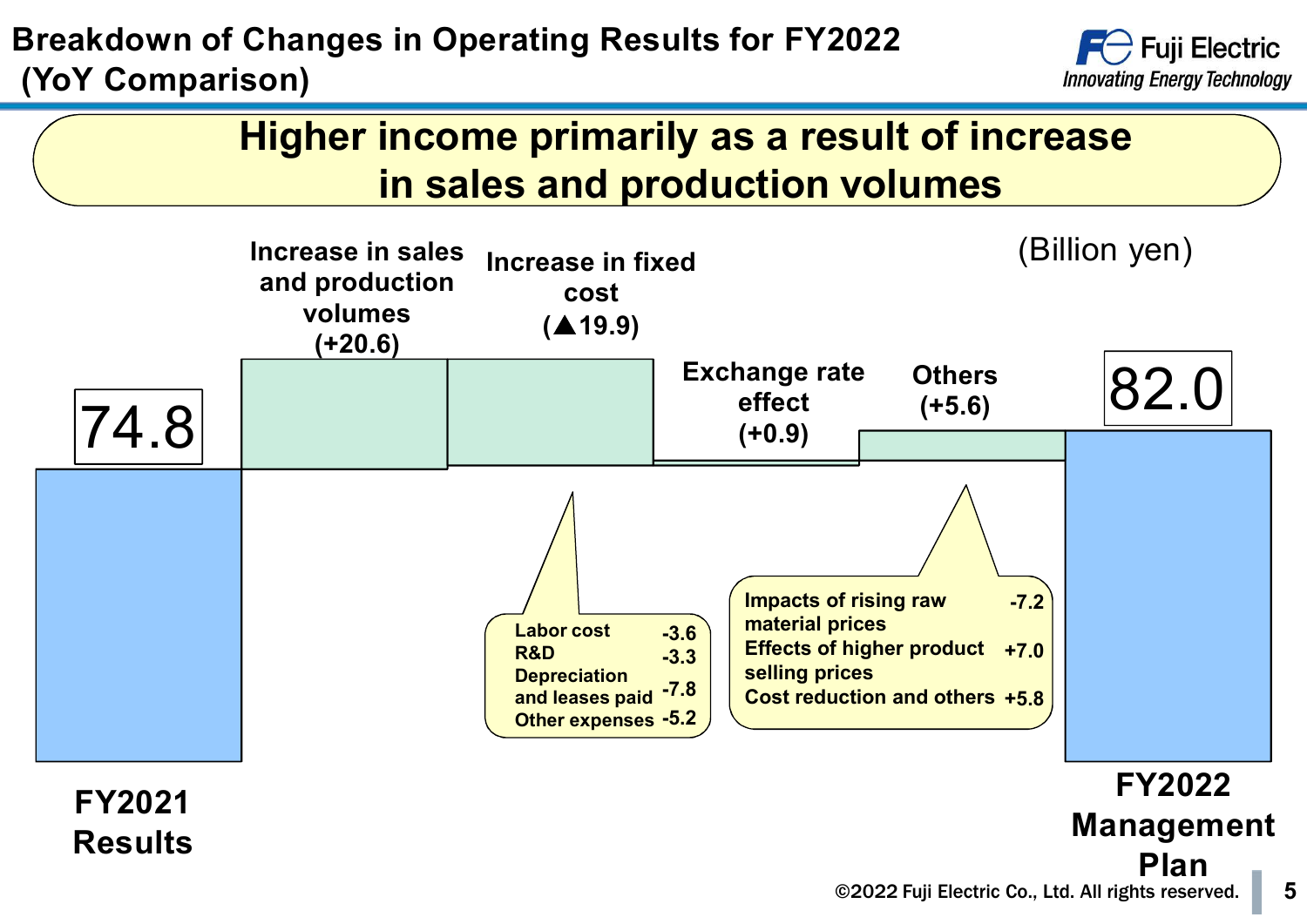## Breakdown of Changes in Operating Results for FY2022 (YoY Comparison)

### Higher income primarily as a result of increase in sales and production volumes

(Billion yen)

- **FY2021 Results**: 74.8
- **Increase in sales and production volumes** (+20.6)
- **Increase in fixed cost** (▲19.9)
  - Labor cost: -3.6
  - R&D: -3.3
  - Depreciation and leases paid: -7.8
  - Other expenses: -5.2
- **Exchange rate effect** (+0.9)
- **Others** (+5.6)
  - Impacts of rising raw material prices: -7.2
  - Effects of higher product selling prices: +7.0
  - Cost reduction and others: +5.8
- **FY2022 Management Plan**: 82.0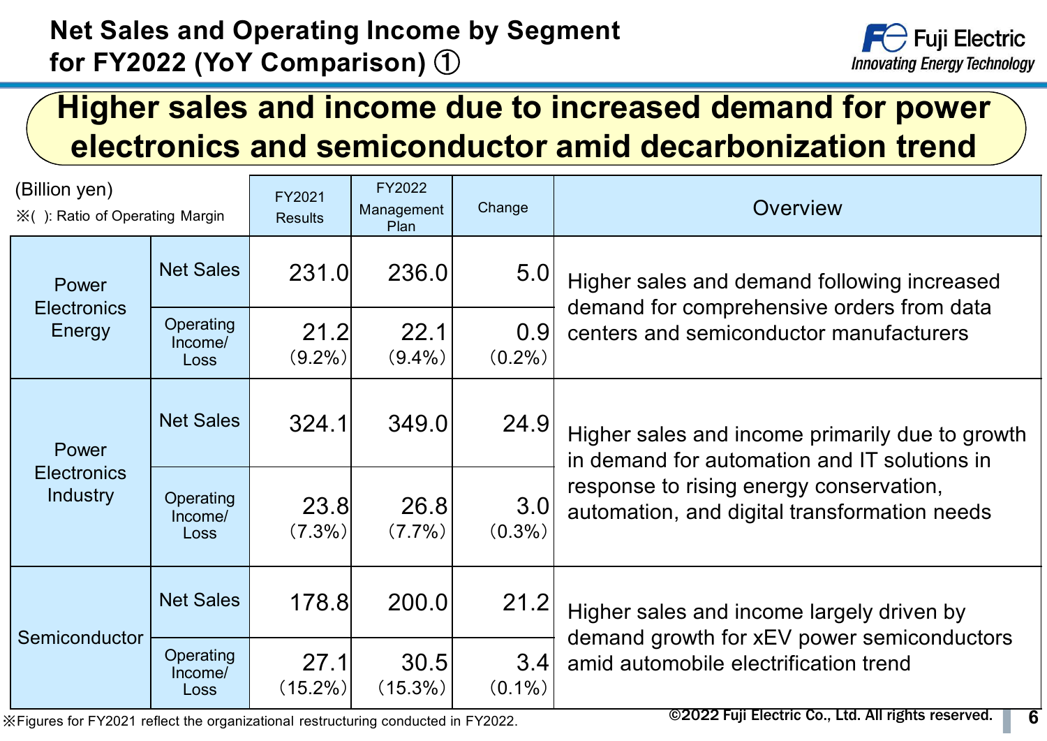# Net Sales and Operating Income by Segment for FY2022 (YoY Comparison) ①

## Higher sales and income due to increased demand for power electronics and semiconductor amid decarbonization trend

(Billion yen)
※( ): Ratio of Operating Margin

| Segment | | FY2021 Results | FY2022 Management Plan | Change | Overview |
|---|---|---|---|---|---|
| Power Electronics Energy | Net Sales | 231.0 | 236.0 | 5.0 | Higher sales and demand following increased demand for comprehensive orders from data centers and semiconductor manufacturers |
| | Operating Income/ Loss | 21.2 (9.2%) | 22.1 (9.4%) | 0.9 (0.2%) | |
| Power Electronics Industry | Net Sales | 324.1 | 349.0 | 24.9 | Higher sales and income primarily due to growth in demand for automation and IT solutions in response to rising energy conservation, automation, and digital transformation needs |
| | Operating Income/ Loss | 23.8 (7.3%) | 26.8 (7.7%) | 3.0 (0.3%) | |
| Semiconductor | Net Sales | 178.8 | 200.0 | 21.2 | Higher sales and income largely driven by demand growth for xEV power semiconductors amid automobile electrification trend |
| | Operating Income/ Loss | 27.1 (15.2%) | 30.5 (15.3%) | 3.4 (0.1%) | |

※Figures for FY2021 reflect the organizational restructuring conducted in FY2022.

©2022 Fuji Electric Co., Ltd. All rights reserved.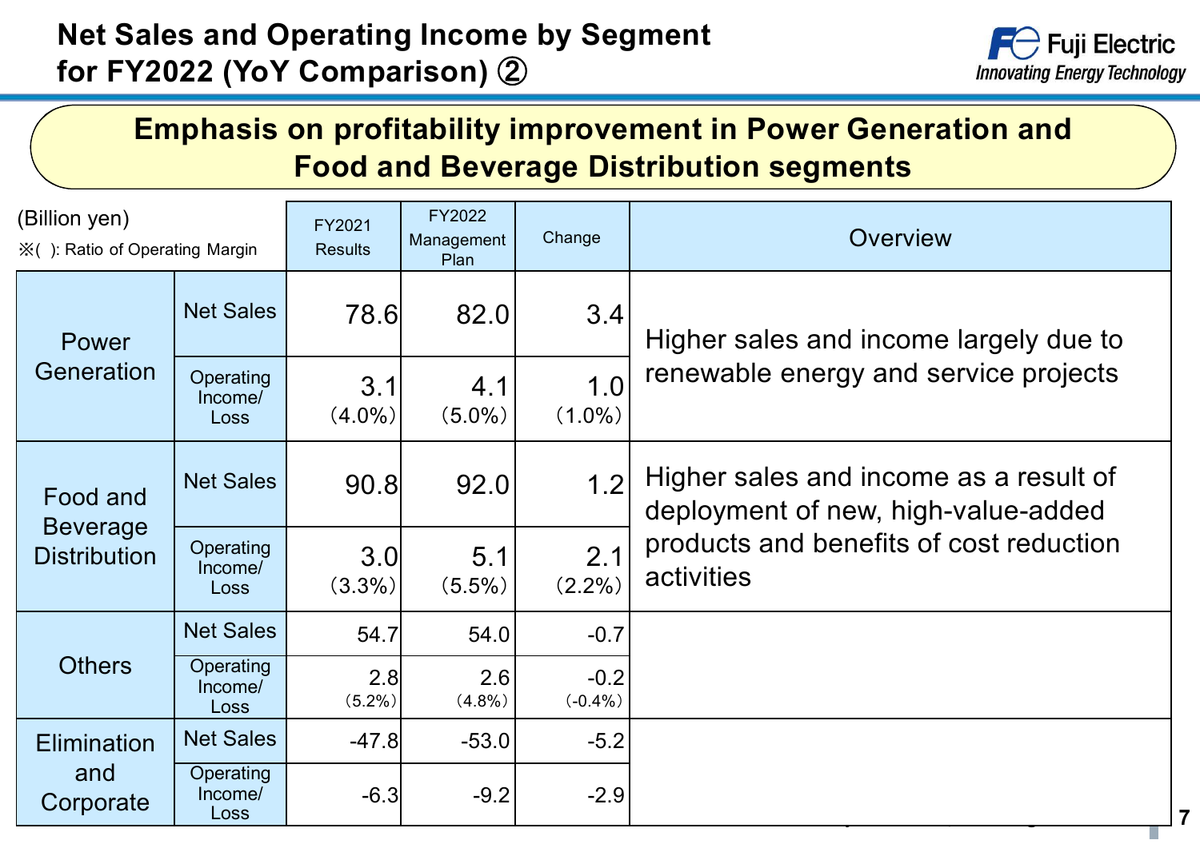# Net Sales and Operating Income by Segment for FY2022 (YoY Comparison) ②

**Emphasis on profitability improvement in Power Generation and Food and Beverage Distribution segments**

(Billion yen)
※( ): Ratio of Operating Margin

| Segment | | FY2021 Results | FY2022 Management Plan | Change | Overview |
|---|---|---|---|---|---|
| Power Generation | Net Sales | 78.6 | 82.0 | 3.4 | Higher sales and income largely due to renewable energy and service projects |
| | Operating Income/ Loss | 3.1 (4.0%) | 4.1 (5.0%) | 1.0 (1.0%) | |
| Food and Beverage Distribution | Net Sales | 90.8 | 92.0 | 1.2 | Higher sales and income as a result of deployment of new, high-value-added products and benefits of cost reduction activities |
| | Operating Income/ Loss | 3.0 (3.3%) | 5.1 (5.5%) | 2.1 (2.2%) | |
| Others | Net Sales | 54.7 | 54.0 | -0.7 | |
| | Operating Income/ Loss | 2.8 (5.2%) | 2.6 (4.8%) | -0.2 (-0.4%) | |
| Elimination and Corporate | Net Sales | -47.8 | -53.0 | -5.2 | |
| | Operating Income/ Loss | -6.3 | -9.2 | -2.9 | |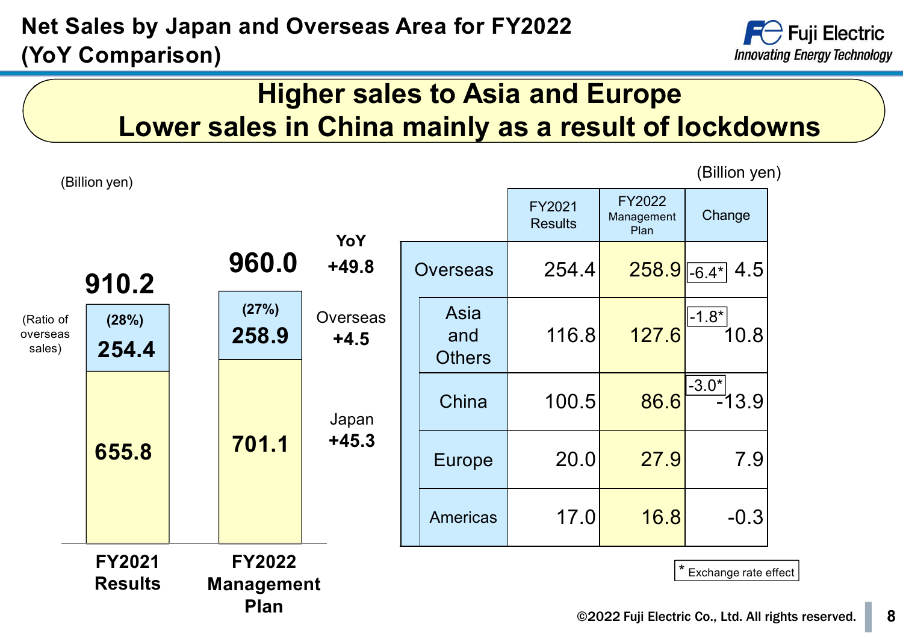# Net Sales by Japan and Overseas Area for FY2022 (YoY Comparison)

**Higher sales to Asia and Europe**
**Lower sales in China mainly as a result of lockdowns**

(Billion yen)

| | FY2021 Results | FY2022 Management Plan | YoY |
|---|---|---|---|
| Total | 910.2 | 960.0 | +49.8 |
| Overseas (Ratio of overseas sales) | 254.4 (28%) | 258.9 (27%) | +4.5 |
| Japan | 655.8 | 701.1 | +45.3 |

(Billion yen)

| | FY2021 Results | FY2022 Management Plan | Change |
|---|---|---|---|
| Overseas | 254.4 | 258.9 | -6.4* 4.5 |
| Asia and Others | 116.8 | 127.6 | -1.8* 10.8 |
| China | 100.5 | 86.6 | -3.0* -13.9 |
| Europe | 20.0 | 27.9 | 7.9 |
| Americas | 17.0 | 16.8 | -0.3 |

* Exchange rate effect

©2022 Fuji Electric Co., Ltd. All rights reserved.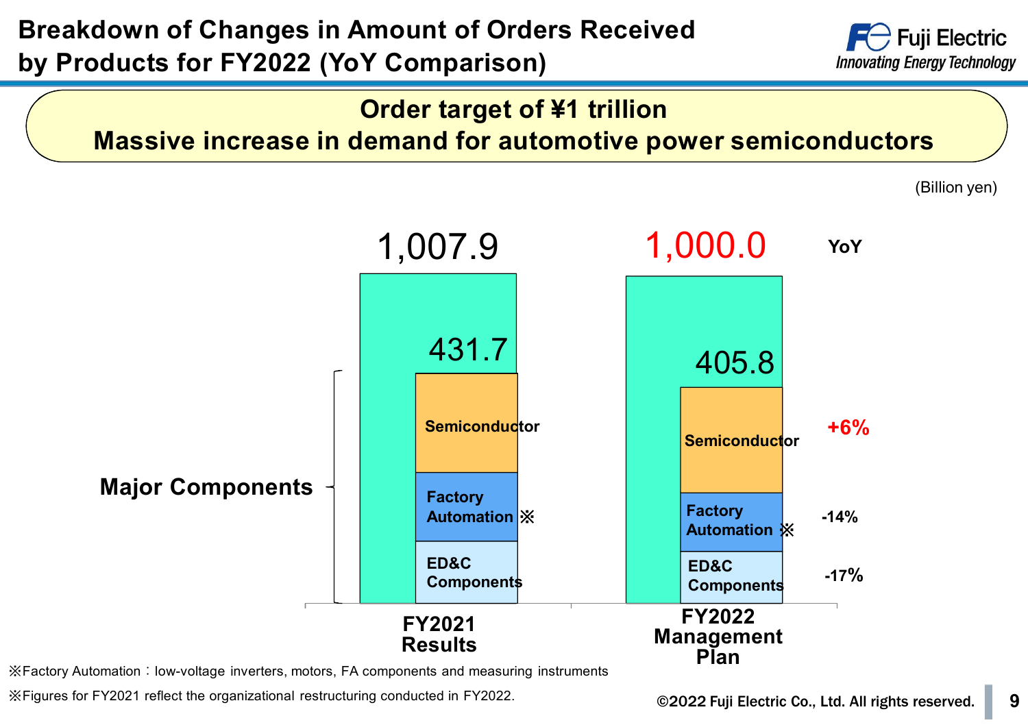# Breakdown of Changes in Amount of Orders Received by Products for FY2022 (YoY Comparison)

**Order target of ¥1 trillion**
**Massive increase in demand for automotive power semiconductors**

(Billion yen)

| | FY2021 Results | FY2022 Management Plan | YoY |
|---|---|---|---|
| Total | 1,007.9 | 1,000.0 | |
| Major Components | 431.7 | 405.8 | |
| Semiconductor | | | +6% |
| Factory Automation ※ | | | -14% |
| ED&C Components | | | -17% |

※Factory Automation：low-voltage inverters, motors, FA components and measuring instruments

※Figures for FY2021 reflect the organizational restructuring conducted in FY2022.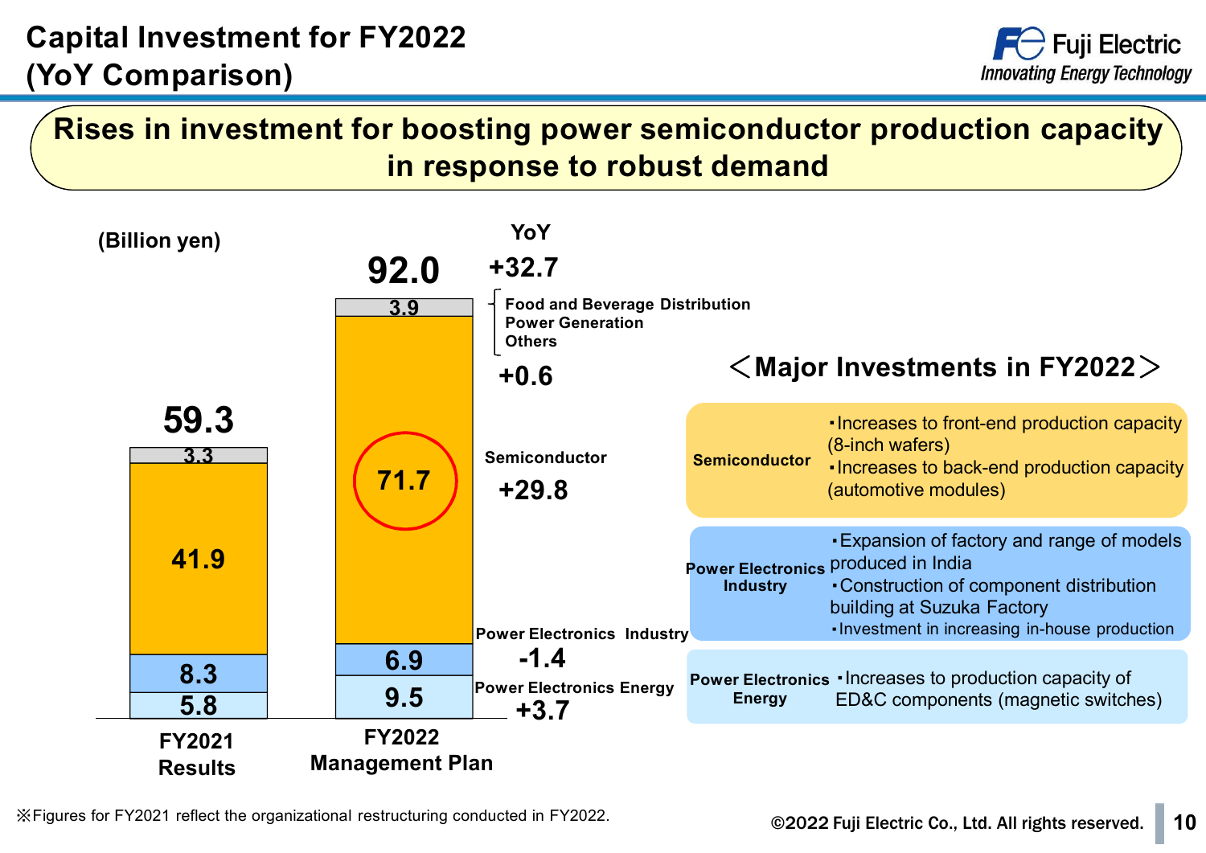# Capital Investment for FY2022 (YoY Comparison)

**Rises in investment for boosting power semiconductor production capacity in response to robust demand**

(Billion yen)

| | FY2021 Results | FY2022 Management Plan | YoY |
|---|---|---|---|
| Food and Beverage Distribution, Power Generation, Others | 3.3 | 3.9 | +0.6 |
| Semiconductor | 41.9 | 71.7 | +29.8 |
| Power Electronics Industry | 8.3 | 6.9 | -1.4 |
| Power Electronics Energy | 5.8 | 9.5 | +3.7 |
| **Total** | **59.3** | **92.0** | **+32.7** |

## ＜Major Investments in FY2022＞

**Semiconductor**
- Increases to front-end production capacity (8-inch wafers)
- Increases to back-end production capacity (automotive modules)

**Power Electronics Industry**
- Expansion of factory and range of models produced in India
- Construction of component distribution building at Suzuka Factory
- Investment in increasing in-house production

**Power Electronics Energy**
- Increases to production capacity of ED&C components (magnetic switches)

※Figures for FY2021 reflect the organizational restructuring conducted in FY2022.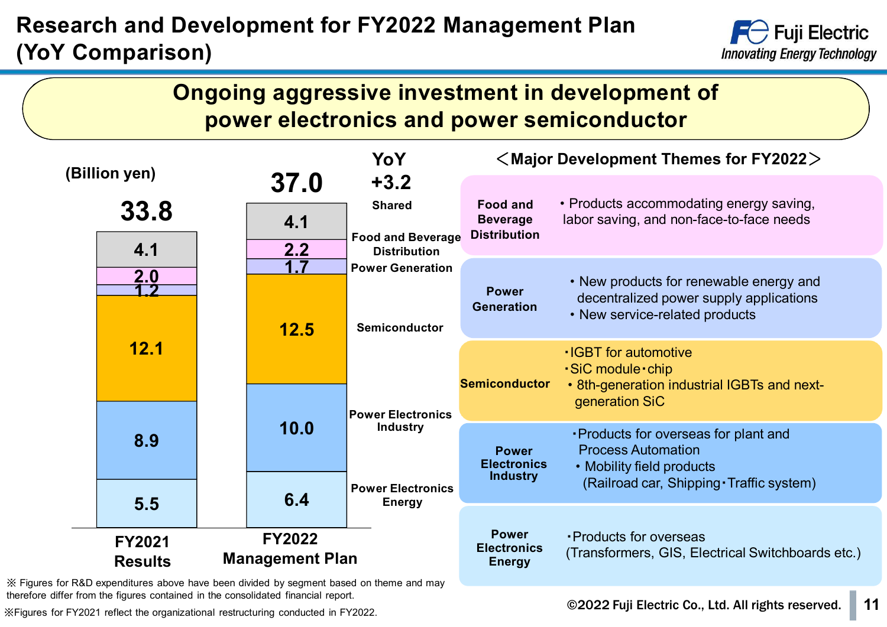# Research and Development for FY2022 Management Plan (YoY Comparison)

## Ongoing aggressive investment in development of power electronics and power semiconductor

(Billion yen)

| Segment | FY2021 Results | FY2022 Management Plan |
|---|---|---|
| Shared | 4.1 | 4.1 |
| Food and Beverage Distribution | 2.0 | 2.2 |
| Power Generation | 1.2 | 1.7 |
| Semiconductor | 12.1 | 12.5 |
| Power Electronics Industry | 8.9 | 10.0 |
| Power Electronics Energy | 5.5 | 6.4 |
| **Total** | **33.8** | **37.0** |

YoY +3.2

### <Major Development Themes for FY2022>

| Segment | Themes |
|---|---|
| Food and Beverage Distribution | • Products accommodating energy saving, labor saving, and non-face-to-face needs |
| Power Generation | • New products for renewable energy and decentralized power supply applications<br>• New service-related products |
| Semiconductor | ・IGBT for automotive<br>・SiC module・chip<br>• 8th-generation industrial IGBTs and next-generation SiC |
| Power Electronics Industry | ・Products for overseas for plant and Process Automation<br>• Mobility field products (Railroad car, Shipping・Traffic system) |
| Power Electronics Energy | ・Products for overseas (Transformers, GIS, Electrical Switchboards etc.) |

※ Figures for R&D expenditures above have been divided by segment based on theme and may therefore differ from the figures contained in the consolidated financial report.

※Figures for FY2021 reflect the organizational restructuring conducted in FY2022.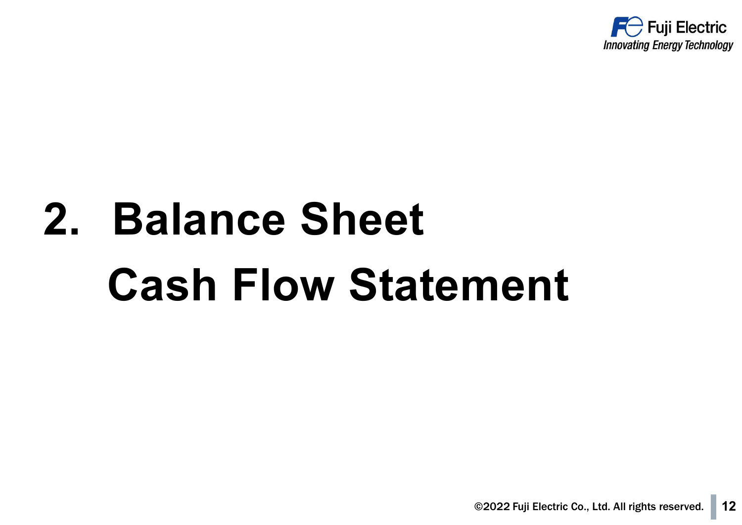# 2. Balance Sheet
# Cash Flow Statement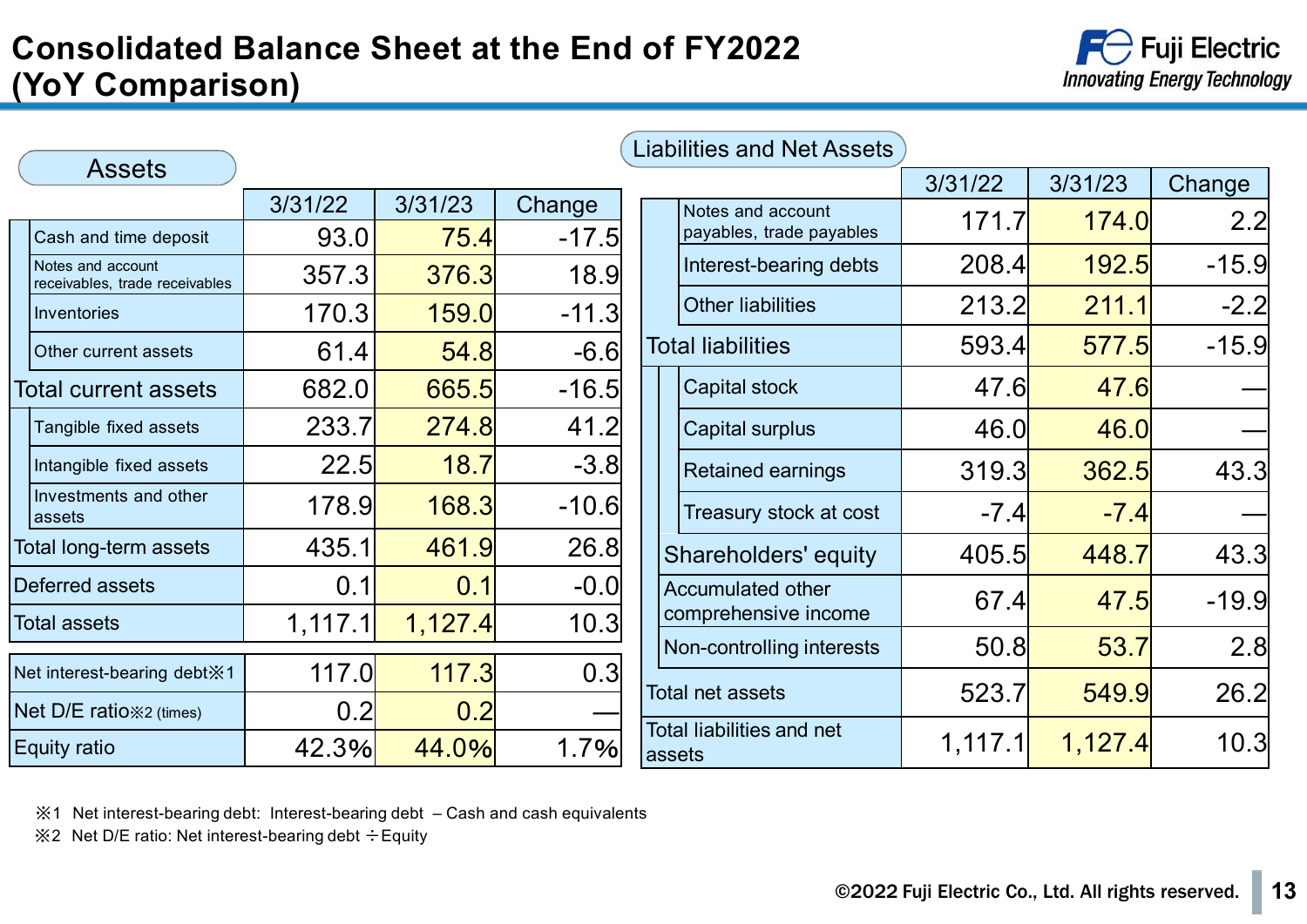# Consolidated Balance Sheet at the End of FY2022 (YoY Comparison)

## Assets

| | 3/31/22 | 3/31/23 | Change |
|---|---|---|---|
| Cash and time deposit | 93.0 | 75.4 | -17.5 |
| Notes and account receivables, trade receivables | 357.3 | 376.3 | 18.9 |
| Inventories | 170.3 | 159.0 | -11.3 |
| Other current assets | 61.4 | 54.8 | -6.6 |
| Total current assets | 682.0 | 665.5 | -16.5 |
| Tangible fixed assets | 233.7 | 274.8 | 41.2 |
| Intangible fixed assets | 22.5 | 18.7 | -3.8 |
| Investments and other assets | 178.9 | 168.3 | -10.6 |
| Total long-term assets | 435.1 | 461.9 | 26.8 |
| Deferred assets | 0.1 | 0.1 | -0.0 |
| Total assets | 1,117.1 | 1,127.4 | 10.3 |

| | 3/31/22 | 3/31/23 | Change |
|---|---|---|---|
| Net interest-bearing debt※1 | 117.0 | 117.3 | 0.3 |
| Net D/E ratio※2 (times) | 0.2 | 0.2 | — |
| Equity ratio | 42.3% | 44.0% | 1.7% |

## Liabilities and Net Assets

| | 3/31/22 | 3/31/23 | Change |
|---|---|---|---|
| Notes and account payables, trade payables | 171.7 | 174.0 | 2.2 |
| Interest-bearing debts | 208.4 | 192.5 | -15.9 |
| Other liabilities | 213.2 | 211.1 | -2.2 |
| Total liabilities | 593.4 | 577.5 | -15.9 |
| Capital stock | 47.6 | 47.6 | — |
| Capital surplus | 46.0 | 46.0 | — |
| Retained earnings | 319.3 | 362.5 | 43.3 |
| Treasury stock at cost | -7.4 | -7.4 | — |
| Shareholders' equity | 405.5 | 448.7 | 43.3 |
| Accumulated other comprehensive income | 67.4 | 47.5 | -19.9 |
| Non-controlling interests | 50.8 | 53.7 | 2.8 |
| Total net assets | 523.7 | 549.9 | 26.2 |
| Total liabilities and net assets | 1,117.1 | 1,127.4 | 10.3 |

※1 Net interest-bearing debt: Interest-bearing debt – Cash and cash equivalents

※2 Net D/E ratio: Net interest-bearing debt ÷Equity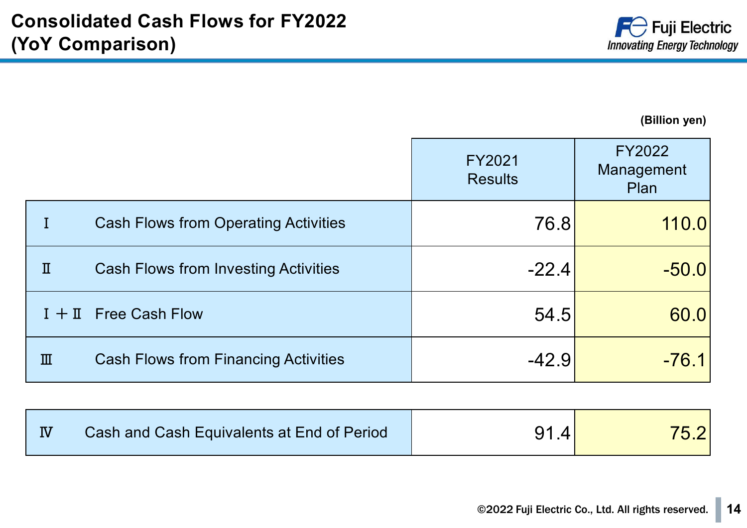# Consolidated Cash Flows for FY2022 (YoY Comparison)

(Billion yen)

| | | FY2021 Results | FY2022 Management Plan |
|---|---|---|---|
| Ⅰ | Cash Flows from Operating Activities | 76.8 | 110.0 |
| Ⅱ | Cash Flows from Investing Activities | -22.4 | -50.0 |
| Ⅰ＋Ⅱ | Free Cash Flow | 54.5 | 60.0 |
| Ⅲ | Cash Flows from Financing Activities | -42.9 | -76.1 |
| Ⅳ | Cash and Cash Equivalents at End of Period | 91.4 | 75.2 |

©2022 Fuji Electric Co., Ltd. All rights reserved.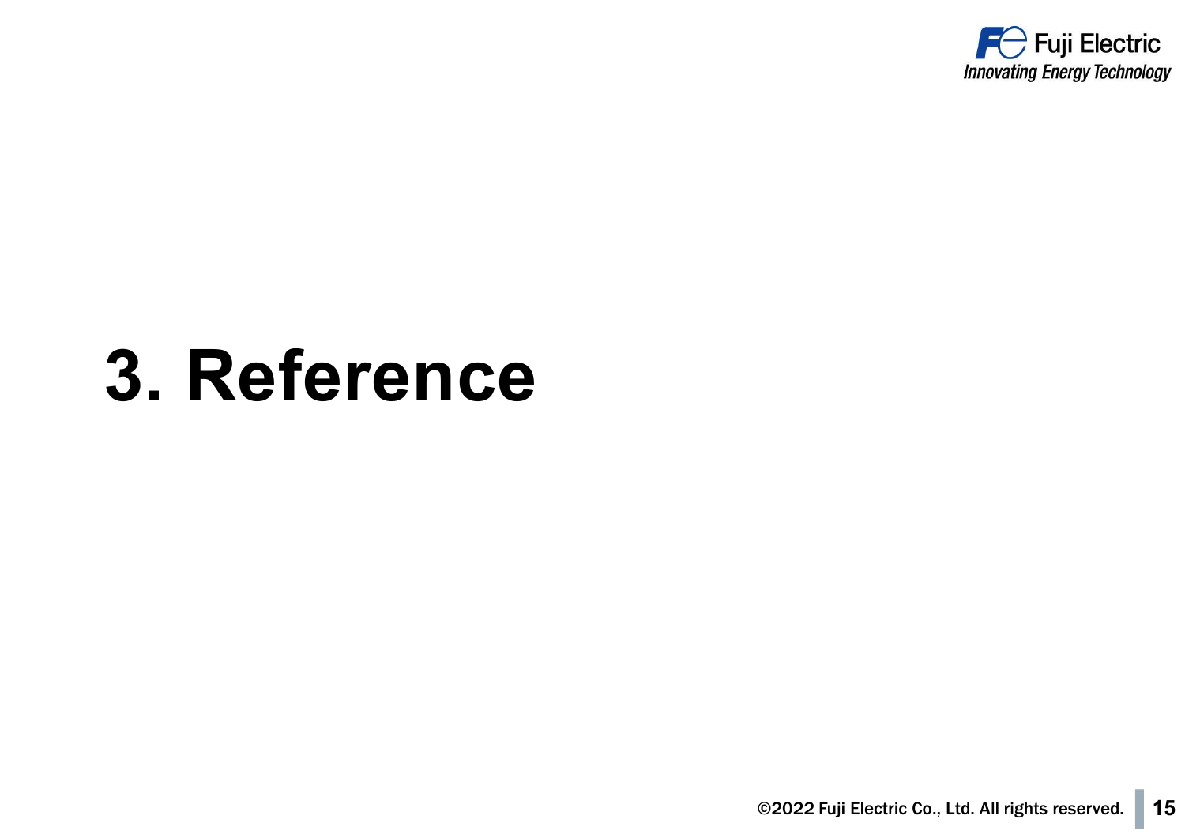# 3. Reference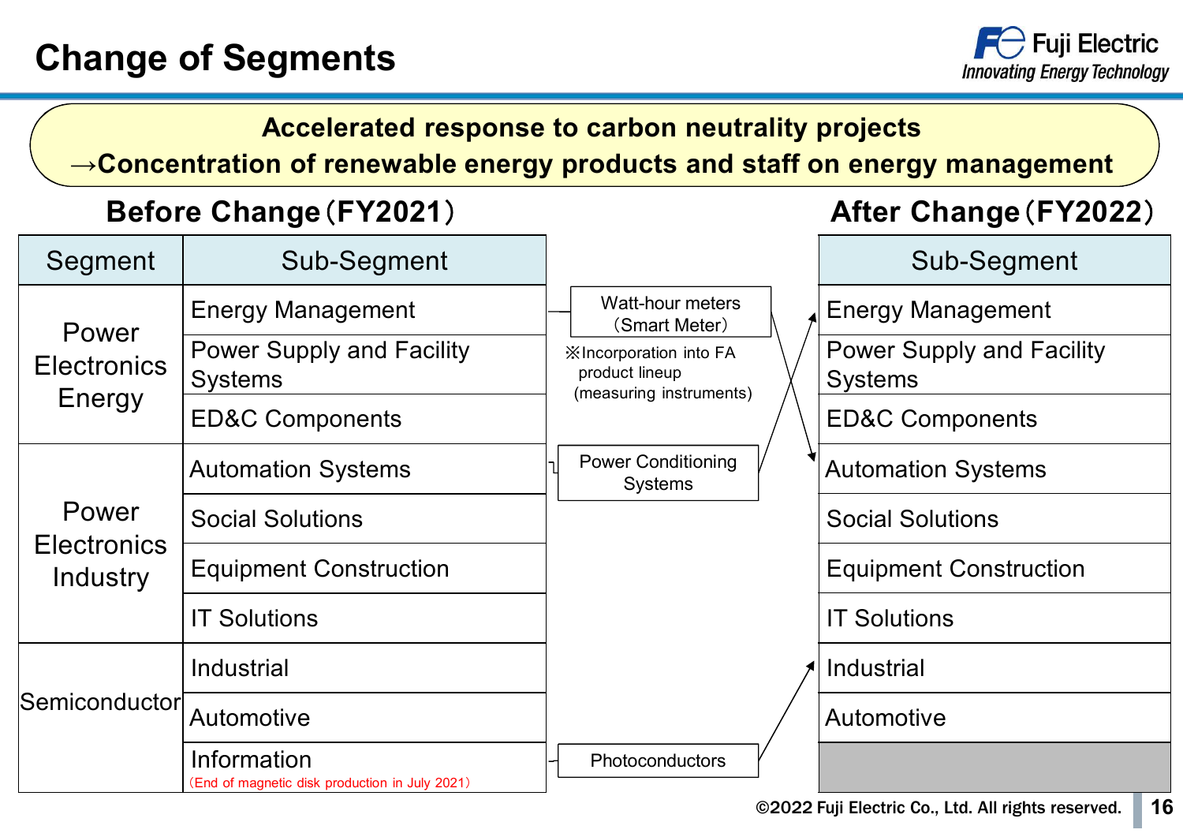# Change of Segments

**Accelerated response to carbon neutrality projects**
**→Concentration of renewable energy products and staff on energy management**

## Before Change（FY2021）

| Segment | Sub-Segment |
|---|---|
| Power Electronics Energy | Energy Management |
| | Power Supply and Facility Systems |
| | ED&C Components |
| Power Electronics Industry | Automation Systems |
| | Social Solutions |
| | Equipment Construction |
| | IT Solutions |
| Semiconductor | Industrial |
| | Automotive |
| | Information（End of magnetic disk production in July 2021） |

## Transfers

- Watt-hour meters（Smart Meter）: Energy Management → Automation Systems
  ※Incorporation into FA product lineup (measuring instruments)
- Power Conditioning Systems: Automation Systems → Energy Management
- Photoconductors: Information → Industrial

## After Change（FY2022）

| Sub-Segment |
|---|
| Energy Management |
| Power Supply and Facility Systems |
| ED&C Components |
| Automation Systems |
| Social Solutions |
| Equipment Construction |
| IT Solutions |
| Industrial |
| Automotive |
| |

©2022 Fuji Electric Co., Ltd. All rights reserved.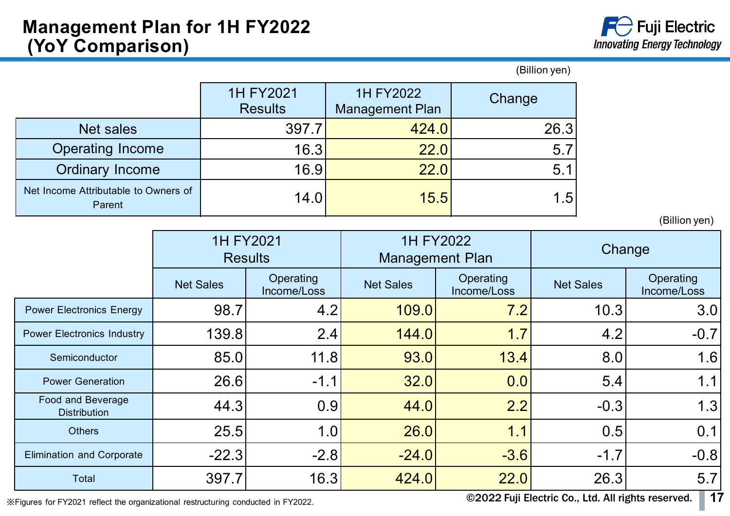# Management Plan for 1H FY2022 (YoY Comparison)

(Billion yen)

| | 1H FY2021 Results | 1H FY2022 Management Plan | Change |
|---|---|---|---|
| Net sales | 397.7 | 424.0 | 26.3 |
| Operating Income | 16.3 | 22.0 | 5.7 |
| Ordinary Income | 16.9 | 22.0 | 5.1 |
| Net Income Attributable to Owners of Parent | 14.0 | 15.5 | 1.5 |

(Billion yen)

| | 1H FY2021 Results | | 1H FY2022 Management Plan | | Change | |
|---|---|---|---|---|---|---|
| | Net Sales | Operating Income/Loss | Net Sales | Operating Income/Loss | Net Sales | Operating Income/Loss |
| Power Electronics Energy | 98.7 | 4.2 | 109.0 | 7.2 | 10.3 | 3.0 |
| Power Electronics Industry | 139.8 | 2.4 | 144.0 | 1.7 | 4.2 | -0.7 |
| Semiconductor | 85.0 | 11.8 | 93.0 | 13.4 | 8.0 | 1.6 |
| Power Generation | 26.6 | -1.1 | 32.0 | 0.0 | 5.4 | 1.1 |
| Food and Beverage Distribution | 44.3 | 0.9 | 44.0 | 2.2 | -0.3 | 1.3 |
| Others | 25.5 | 1.0 | 26.0 | 1.1 | 0.5 | 0.1 |
| Elimination and Corporate | -22.3 | -2.8 | -24.0 | -3.6 | -1.7 | -0.8 |
| Total | 397.7 | 16.3 | 424.0 | 22.0 | 26.3 | 5.7 |

※Figures for FY2021 reflect the organizational restructuring conducted in FY2022.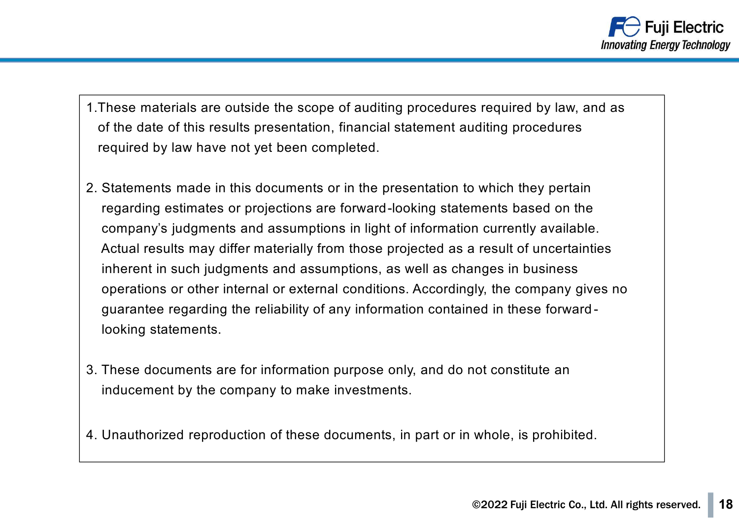1. These materials are outside the scope of auditing procedures required by law, and as of the date of this results presentation, financial statement auditing procedures required by law have not yet been completed.

2. Statements made in this documents or in the presentation to which they pertain regarding estimates or projections are forward-looking statements based on the company's judgments and assumptions in light of information currently available. Actual results may differ materially from those projected as a result of uncertainties inherent in such judgments and assumptions, as well as changes in business operations or other internal or external conditions. Accordingly, the company gives no guarantee regarding the reliability of any information contained in these forward-looking statements.

3. These documents are for information purpose only, and do not constitute an inducement by the company to make investments.

4. Unauthorized reproduction of these documents, in part or in whole, is prohibited.